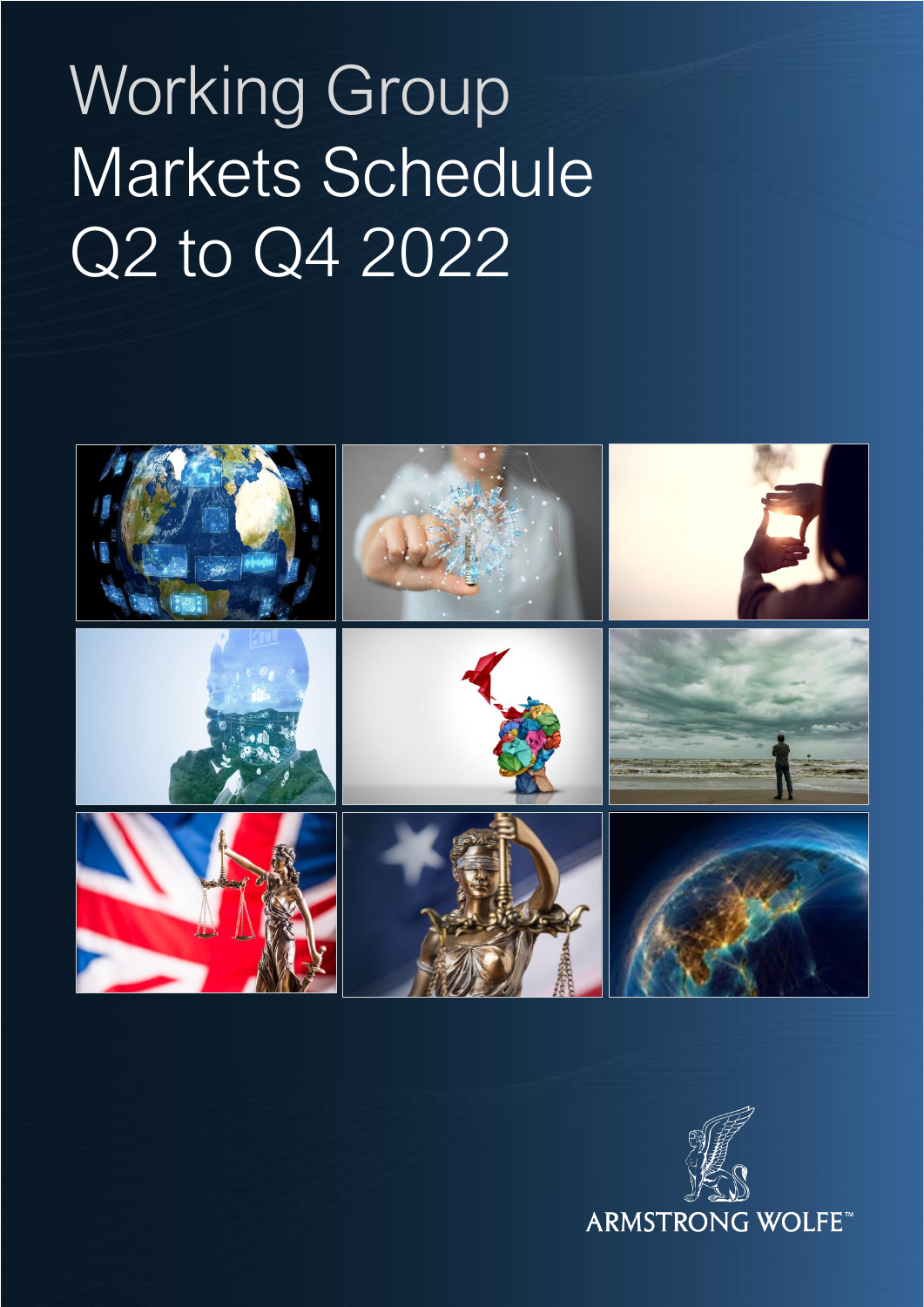# Working Group Markets Schedule Q2 to Q4 2022

ARMSTRONG WOLFE™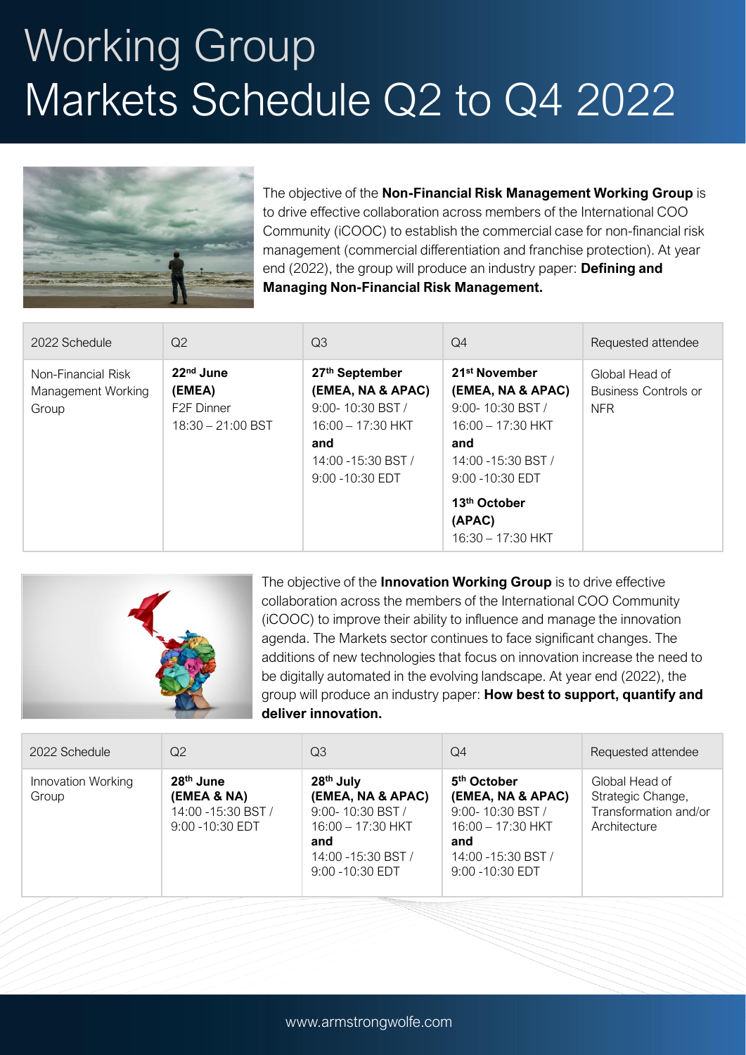# Working Group
# Markets Schedule Q2 to Q4 2022

The objective of the **Non-Financial Risk Management Working Group** is to drive effective collaboration across members of the International COO Community (iCOOC) to establish the commercial case for non-financial risk management (commercial differentiation and franchise protection). At year end (2022), the group will produce an industry paper: **Defining and Managing Non-Financial Risk Management.**

| 2022 Schedule | Q2 | Q3 | Q4 | Requested attendee |
|---|---|---|---|---|
| Non-Financial Risk Management Working Group | **22nd June (EMEA)** F2F Dinner 18:30 – 21:00 BST | **27th September (EMEA, NA & APAC)** 9:00- 10:30 BST / 16:00 – 17:30 HKT **and** 14:00 -15:30 BST / 9:00 -10:30 EDT | **21st November (EMEA, NA & APAC)** 9:00- 10:30 BST / 16:00 – 17:30 HKT **and** 14:00 -15:30 BST / 9:00 -10:30 EDT **13th October (APAC)** 16:30 – 17:30 HKT | Global Head of Business Controls or NFR |

The objective of the **Innovation Working Group** is to drive effective collaboration across the members of the International COO Community (iCOOC) to improve their ability to influence and manage the innovation agenda. The Markets sector continues to face significant changes. The additions of new technologies that focus on innovation increase the need to be digitally automated in the evolving landscape. At year end (2022), the group will produce an industry paper: **How best to support, quantify and deliver innovation.**

| 2022 Schedule | Q2 | Q3 | Q4 | Requested attendee |
|---|---|---|---|---|
| Innovation Working Group | **28th June (EMEA & NA)** 14:00 -15:30 BST / 9:00 -10:30 EDT | **28th July (EMEA, NA & APAC)** 9:00- 10:30 BST / 16:00 – 17:30 HKT **and** 14:00 -15:30 BST / 9:00 -10:30 EDT | **5th October (EMEA, NA & APAC)** 9:00- 10:30 BST / 16:00 – 17:30 HKT **and** 14:00 -15:30 BST / 9:00 -10:30 EDT | Global Head of Strategic Change, Transformation and/or Architecture |

www.armstrongwolfe.com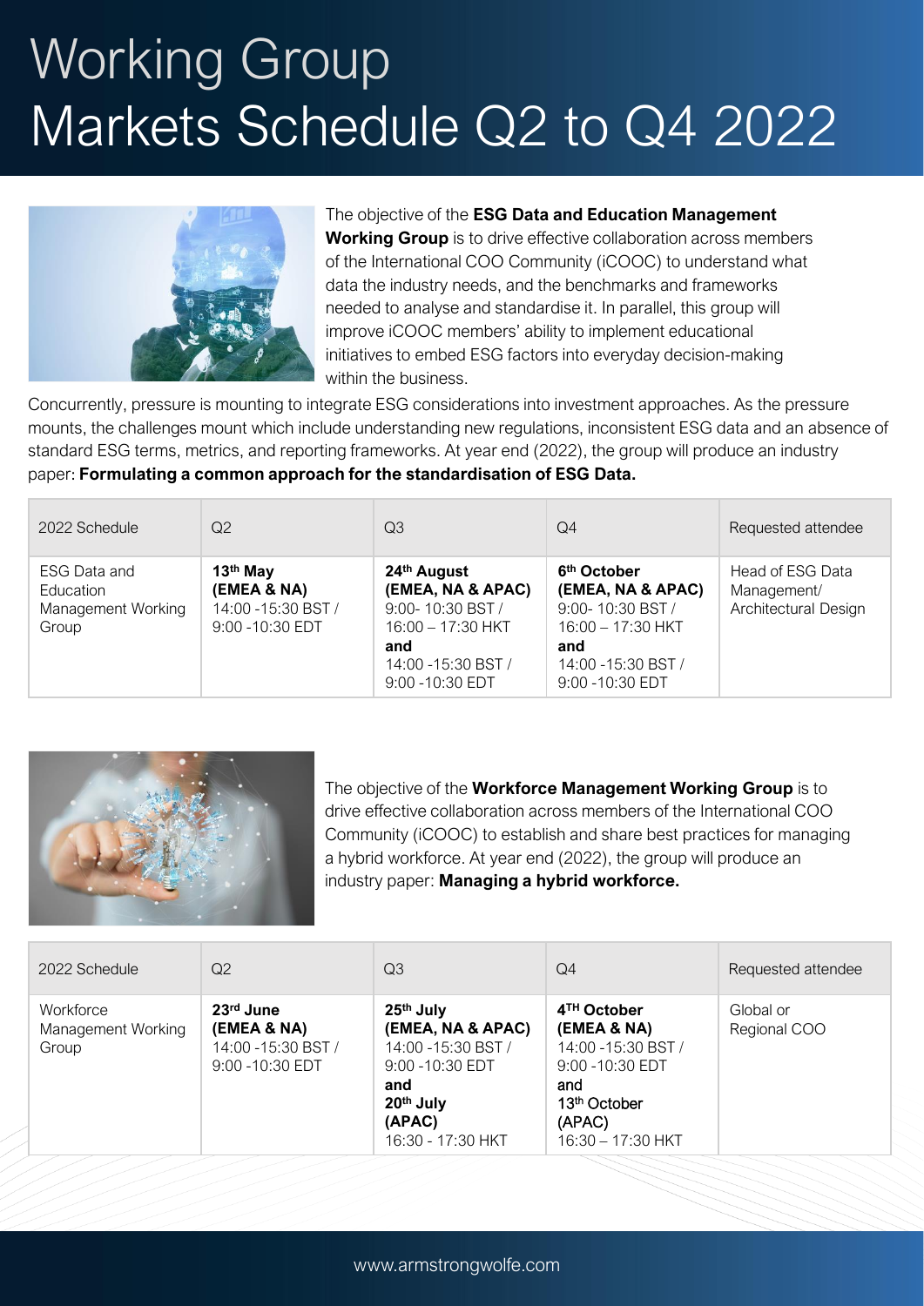# Working Group
# Markets Schedule Q2 to Q4 2022

The objective of the **ESG Data and Education Management Working Group** is to drive effective collaboration across members of the International COO Community (iCOOC) to understand what data the industry needs, and the benchmarks and frameworks needed to analyse and standardise it. In parallel, this group will improve iCOOC members' ability to implement educational initiatives to embed ESG factors into everyday decision-making within the business.

Concurrently, pressure is mounting to integrate ESG considerations into investment approaches. As the pressure mounts, the challenges mount which include understanding new regulations, inconsistent ESG data and an absence of standard ESG terms, metrics, and reporting frameworks. At year end (2022), the group will produce an industry paper: **Formulating a common approach for the standardisation of ESG Data.**

| 2022 Schedule | Q2 | Q3 | Q4 | Requested attendee |
|---|---|---|---|---|
| ESG Data and Education Management Working Group | **13th May (EMEA & NA)** 14:00 -15:30 BST / 9:00 -10:30 EDT | **24th August (EMEA, NA & APAC)** 9:00- 10:30 BST / 16:00 – 17:30 HKT **and** 14:00 -15:30 BST / 9:00 -10:30 EDT | **6th October (EMEA, NA & APAC)** 9:00- 10:30 BST / 16:00 – 17:30 HKT **and** 14:00 -15:30 BST / 9:00 -10:30 EDT | Head of ESG Data Management/ Architectural Design |

The objective of the **Workforce Management Working Group** is to drive effective collaboration across members of the International COO Community (iCOOC) to establish and share best practices for managing a hybrid workforce. At year end (2022), the group will produce an industry paper: **Managing a hybrid workforce.**

| 2022 Schedule | Q2 | Q3 | Q4 | Requested attendee |
|---|---|---|---|---|
| Workforce Management Working Group | **23rd June (EMEA & NA)** 14:00 -15:30 BST / 9:00 -10:30 EDT | **25th July (EMEA, NA & APAC)** 14:00 -15:30 BST / 9:00 -10:30 EDT **and** **20th July (APAC)** 16:30 - 17:30 HKT | **4TH October (EMEA & NA)** 14:00 -15:30 BST / 9:00 -10:30 EDT and 13th October (APAC) 16:30 – 17:30 HKT | Global or Regional COO |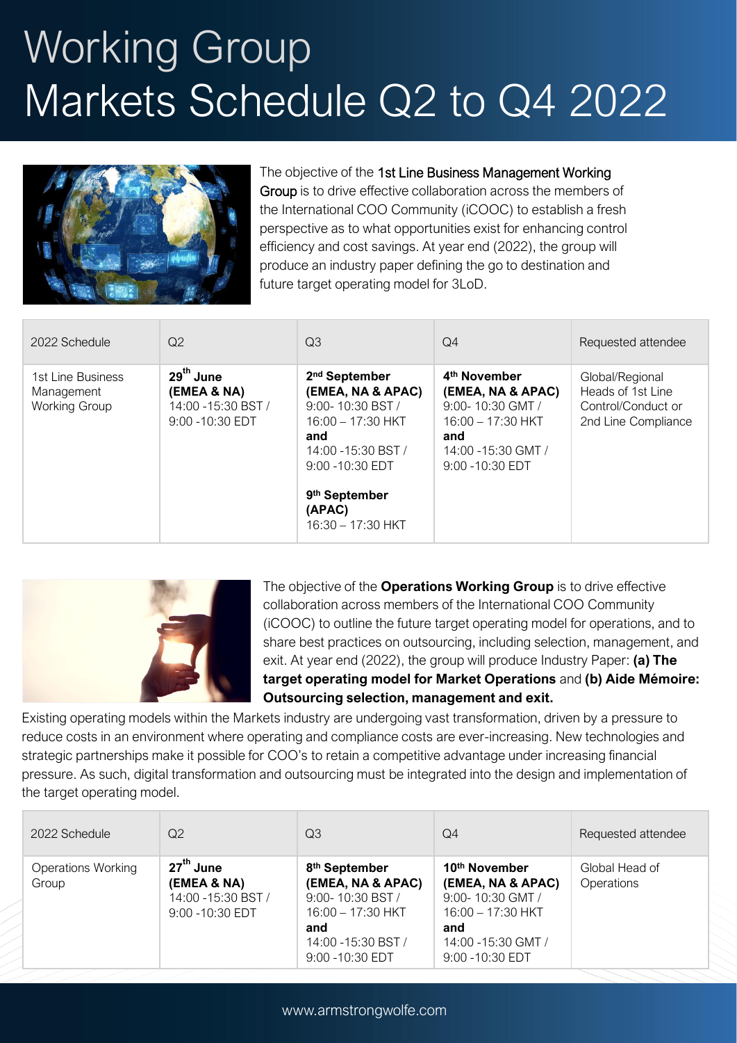# Working Group
# Markets Schedule Q2 to Q4 2022

The objective of the 1st Line Business Management Working Group is to drive effective collaboration across the members of the International COO Community (iCOOC) to establish a fresh perspective as to what opportunities exist for enhancing control efficiency and cost savings. At year end (2022), the group will produce an industry paper defining the go to destination and future target operating model for 3LoD.

| 2022 Schedule | Q2 | Q3 | Q4 | Requested attendee |
|---|---|---|---|---|
| 1st Line Business Management Working Group | **29th June (EMEA & NA)** 14:00 -15:30 BST / 9:00 -10:30 EDT | **2nd September (EMEA, NA & APAC)** 9:00- 10:30 BST / 16:00 – 17:30 HKT **and** 14:00 -15:30 BST / 9:00 -10:30 EDT<br><br>**9th September (APAC)** 16:30 – 17:30 HKT | **4th November (EMEA, NA & APAC)** 9:00- 10:30 GMT / 16:00 – 17:30 HKT **and** 14:00 -15:30 GMT / 9:00 -10:30 EDT | Global/Regional Heads of 1st Line Control/Conduct or 2nd Line Compliance |

The objective of the **Operations Working Group** is to drive effective collaboration across members of the International COO Community (iCOOC) to outline the future target operating model for operations, and to share best practices on outsourcing, including selection, management, and exit. At year end (2022), the group will produce Industry Paper: **(a) The target operating model for Market Operations** and **(b) Aide Mémoire: Outsourcing selection, management and exit.**

Existing operating models within the Markets industry are undergoing vast transformation, driven by a pressure to reduce costs in an environment where operating and compliance costs are ever-increasing. New technologies and strategic partnerships make it possible for COO's to retain a competitive advantage under increasing financial pressure. As such, digital transformation and outsourcing must be integrated into the design and implementation of the target operating model.

| 2022 Schedule | Q2 | Q3 | Q4 | Requested attendee |
|---|---|---|---|---|
| Operations Working Group | **27th June (EMEA & NA)** 14:00 -15:30 BST / 9:00 -10:30 EDT | **8th September (EMEA, NA & APAC)** 9:00- 10:30 BST / 16:00 – 17:30 HKT **and** 14:00 -15:30 BST / 9:00 -10:30 EDT | **10th November (EMEA, NA & APAC)** 9:00- 10:30 GMT / 16:00 – 17:30 HKT **and** 14:00 -15:30 GMT / 9:00 -10:30 EDT | Global Head of Operations |

www.armstrongwolfe.com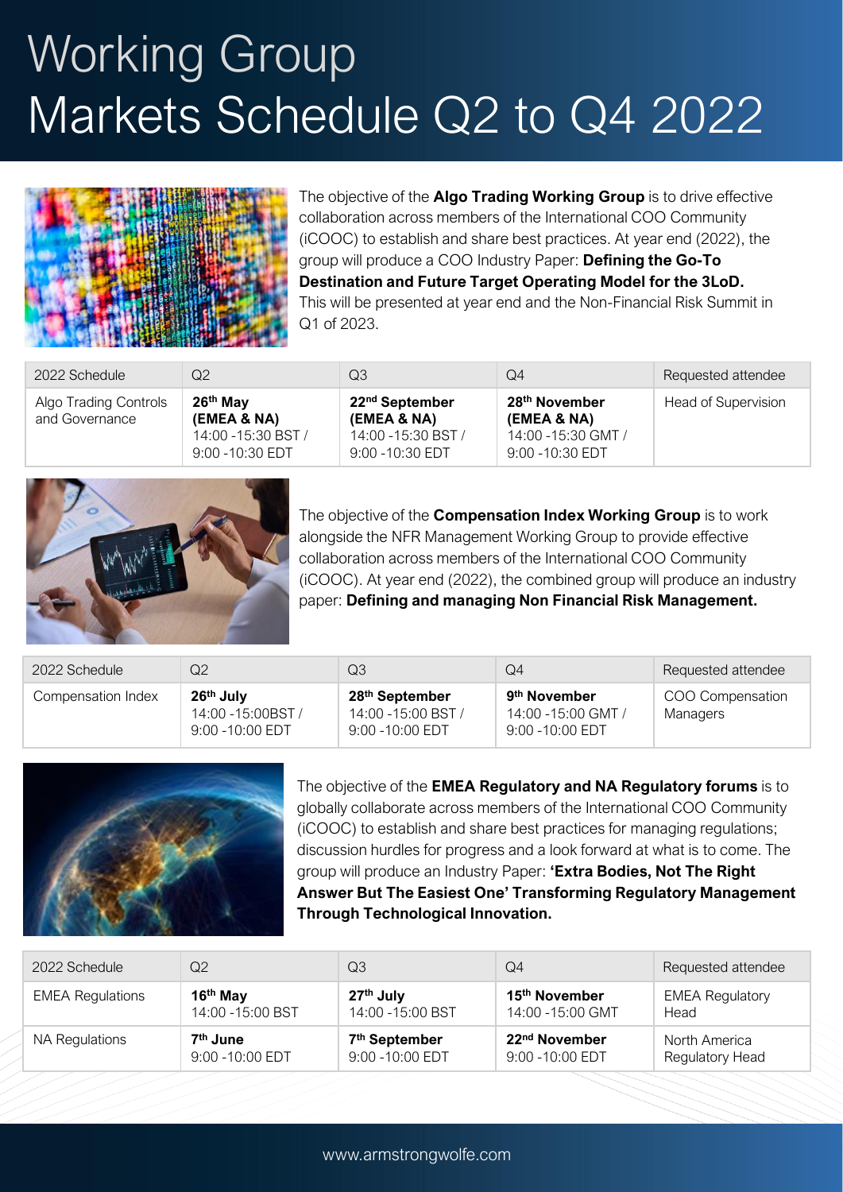# Working Group
# Markets Schedule Q2 to Q4 2022

The objective of the **Algo Trading Working Group** is to drive effective collaboration across members of the International COO Community (iCOOC) to establish and share best practices. At year end (2022), the group will produce a COO Industry Paper: **Defining the Go-To Destination and Future Target Operating Model for the 3LoD.** This will be presented at year end and the Non-Financial Risk Summit in Q1 of 2023.

| 2022 Schedule | Q2 | Q3 | Q4 | Requested attendee |
|---|---|---|---|---|
| Algo Trading Controls and Governance | **26th May (EMEA & NA)** 14:00 -15:30 BST / 9:00 -10:30 EDT | **22nd September (EMEA & NA)** 14:00 -15:30 BST / 9:00 -10:30 EDT | **28th November (EMEA & NA)** 14:00 -15:30 GMT / 9:00 -10:30 EDT | Head of Supervision |

The objective of the **Compensation Index Working Group** is to work alongside the NFR Management Working Group to provide effective collaboration across members of the International COO Community (iCOOC). At year end (2022), the combined group will produce an industry paper: **Defining and managing Non Financial Risk Management.**

| 2022 Schedule | Q2 | Q3 | Q4 | Requested attendee |
|---|---|---|---|---|
| Compensation Index | **26th July** 14:00 -15:00BST / 9:00 -10:00 EDT | **28th September** 14:00 -15:00 BST / 9:00 -10:00 EDT | **9th November** 14:00 -15:00 GMT / 9:00 -10:00 EDT | COO Compensation Managers |

The objective of the **EMEA Regulatory and NA Regulatory forums** is to globally collaborate across members of the International COO Community (iCOOC) to establish and share best practices for managing regulations; discussion hurdles for progress and a look forward at what is to come. The group will produce an Industry Paper: **'Extra Bodies, Not The Right Answer But The Easiest One' Transforming Regulatory Management Through Technological Innovation.**

| 2022 Schedule | Q2 | Q3 | Q4 | Requested attendee |
|---|---|---|---|---|
| EMEA Regulations | **16th May** 14:00 -15:00 BST | **27th July** 14:00 -15:00 BST | **15th November** 14:00 -15:00 GMT | EMEA Regulatory Head |
| NA Regulations | **7th June** 9:00 -10:00 EDT | **7th September** 9:00 -10:00 EDT | **22nd November** 9:00 -10:00 EDT | North America Regulatory Head |

www.armstrongwolfe.com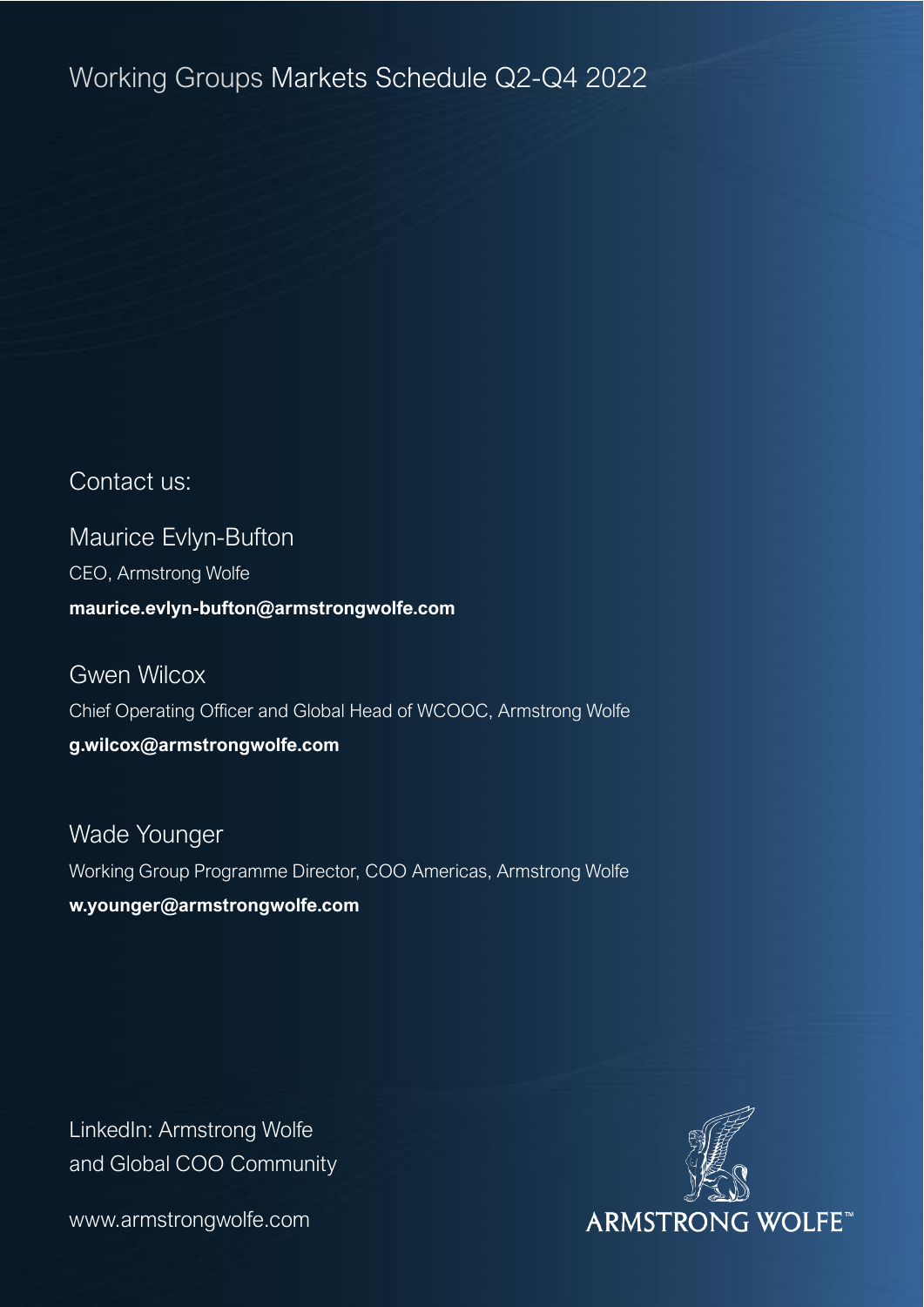# Working Groups Markets Schedule Q2-Q4 2022

## Contact us:

### Maurice Evlyn-Bufton

CEO, Armstrong Wolfe

**maurice.evlyn-bufton@armstrongwolfe.com**

### Gwen Wilcox

Chief Operating Officer and Global Head of WCOOC, Armstrong Wolfe

**g.wilcox@armstrongwolfe.com**

### Wade Younger

Working Group Programme Director, COO Americas, Armstrong Wolfe

**w.younger@armstrongwolfe.com**

LinkedIn: Armstrong Wolfe
and Global COO Community

www.armstrongwolfe.com

ARMSTRONG WOLFE™